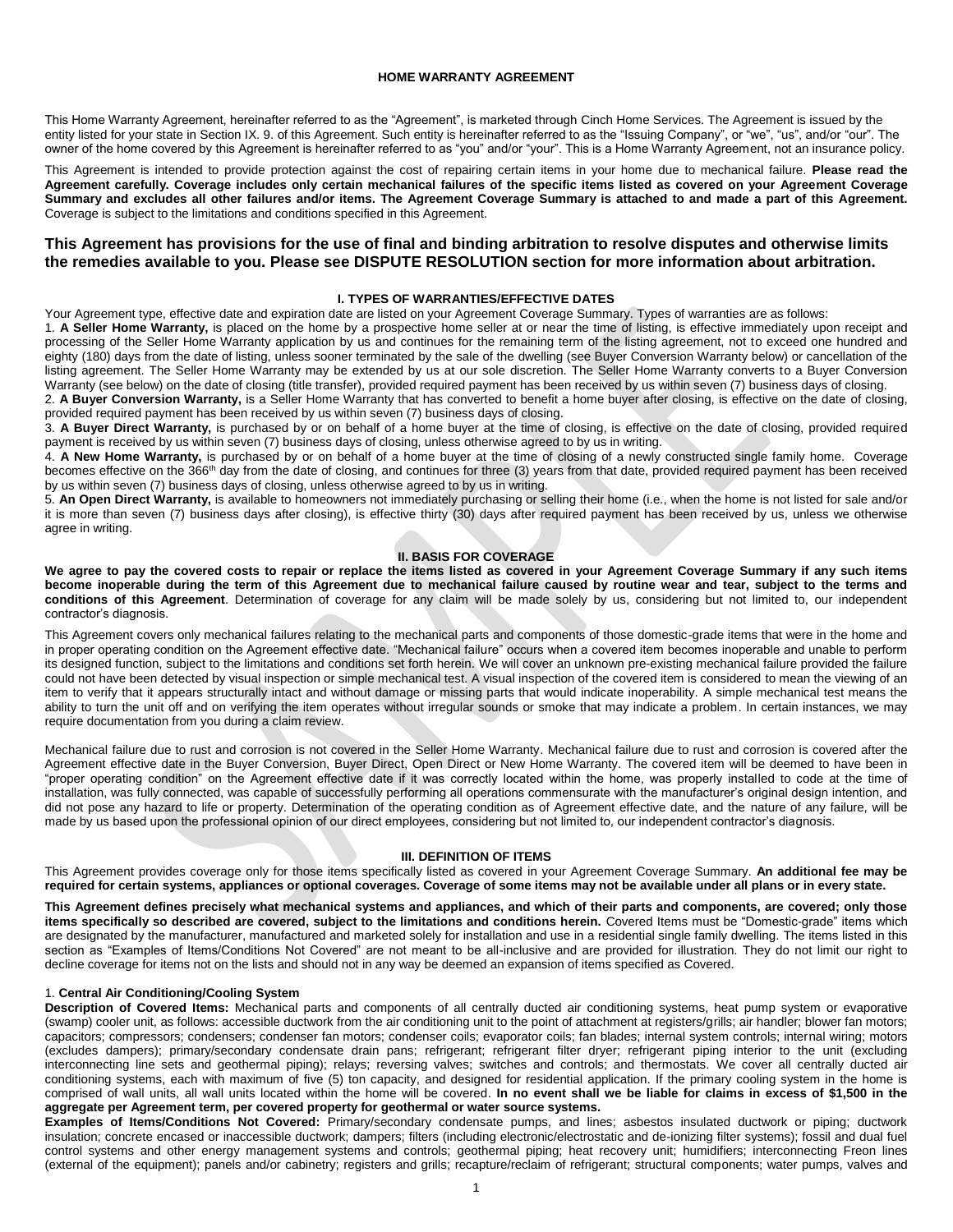# HOME WARRANTY AGREEMENT

This Home Warranty Agreement, hereinafter referred to as the "Agreement", is marketed through Cinch Home Services. The Agreement is issued by the entity listed for your state in Section IX. 9. of this Agreement. Such entity is hereinafter referred to as the "Issuing Company", or "we", "us", and/or "our". The owner of the home covered by this Agreement is hereinafter referred to as "you" and/or "your". This is a Home Warranty Agreement, not an insurance policy.

This Agreement is intended to provide protection against the cost of repairing certain items in your home due to mechanical failure. **Please read the Agreement carefully. Coverage includes only certain mechanical failures of the specific items listed as covered on your Agreement Coverage Summary and excludes all other failures and/or items. The Agreement Coverage Summary is attached to and made a part of this Agreement.** Coverage is subject to the limitations and conditions specified in this Agreement.

**This Agreement has provisions for the use of final and binding arbitration to resolve disputes and otherwise limits the remedies available to you. Please see DISPUTE RESOLUTION section for more information about arbitration.**

## I. TYPES OF WARRANTIES/EFFECTIVE DATES

Your Agreement type, effective date and expiration date are listed on your Agreement Coverage Summary. Types of warranties are as follows:

1. **A Seller Home Warranty,** is placed on the home by a prospective home seller at or near the time of listing, is effective immediately upon receipt and processing of the Seller Home Warranty application by us and continues for the remaining term of the listing agreement, not to exceed one hundred and eighty (180) days from the date of listing, unless sooner terminated by the sale of the dwelling (see Buyer Conversion Warranty below) or cancellation of the listing agreement. The Seller Home Warranty may be extended by us at our sole discretion. The Seller Home Warranty converts to a Buyer Conversion Warranty (see below) on the date of closing (title transfer), provided required payment has been received by us within seven (7) business days of closing.
2. **A Buyer Conversion Warranty,** is a Seller Home Warranty that has converted to benefit a home buyer after closing, is effective on the date of closing, provided required payment has been received by us within seven (7) business days of closing.
3. **A Buyer Direct Warranty,** is purchased by or on behalf of a home buyer at the time of closing, is effective on the date of closing, provided required payment is received by us within seven (7) business days of closing, unless otherwise agreed to by us in writing.
4. **A New Home Warranty,** is purchased by or on behalf of a home buyer at the time of closing of a newly constructed single family home. Coverage becomes effective on the 366th day from the date of closing, and continues for three (3) years from that date, provided required payment has been received by us within seven (7) business days of closing, unless otherwise agreed to by us in writing.
5. **An Open Direct Warranty,** is available to homeowners not immediately purchasing or selling their home (i.e., when the home is not listed for sale and/or it is more than seven (7) business days after closing), is effective thirty (30) days after required payment has been received by us, unless we otherwise agree in writing.

## II. BASIS FOR COVERAGE

**We agree to pay the covered costs to repair or replace the items listed as covered in your Agreement Coverage Summary if any such items become inoperable during the term of this Agreement due to mechanical failure caused by routine wear and tear, subject to the terms and conditions of this Agreement**. Determination of coverage for any claim will be made solely by us, considering but not limited to, our independent contractor's diagnosis.

This Agreement covers only mechanical failures relating to the mechanical parts and components of those domestic-grade items that were in the home and in proper operating condition on the Agreement effective date. "Mechanical failure" occurs when a covered item becomes inoperable and unable to perform its designed function, subject to the limitations and conditions set forth herein. We will cover an unknown pre-existing mechanical failure provided the failure could not have been detected by visual inspection or simple mechanical test. A visual inspection of the covered item is considered to mean the viewing of an item to verify that it appears structurally intact and without damage or missing parts that would indicate inoperability. A simple mechanical test means the ability to turn the unit off and on verifying the item operates without irregular sounds or smoke that may indicate a problem. In certain instances, we may require documentation from you during a claim review.

Mechanical failure due to rust and corrosion is not covered in the Seller Home Warranty. Mechanical failure due to rust and corrosion is covered after the Agreement effective date in the Buyer Conversion, Buyer Direct, Open Direct or New Home Warranty. The covered item will be deemed to have been in "proper operating condition" on the Agreement effective date if it was correctly located within the home, was properly installed to code at the time of installation, was fully connected, was capable of successfully performing all operations commensurate with the manufacturer's original design intention, and did not pose any hazard to life or property. Determination of the operating condition as of Agreement effective date, and the nature of any failure, will be made by us based upon the professional opinion of our direct employees, considering but not limited to, our independent contractor's diagnosis.

## III. DEFINITION OF ITEMS

This Agreement provides coverage only for those items specifically listed as covered in your Agreement Coverage Summary. **An additional fee may be required for certain systems, appliances or optional coverages. Coverage of some items may not be available under all plans or in every state.**

**This Agreement defines precisely what mechanical systems and appliances, and which of their parts and components, are covered; only those items specifically so described are covered, subject to the limitations and conditions herein.** Covered Items must be "Domestic-grade" items which are designated by the manufacturer, manufactured and marketed solely for installation and use in a residential single family dwelling. The items listed in this section as "Examples of Items/Conditions Not Covered" are not meant to be all-inclusive and are provided for illustration. They do not limit our right to decline coverage for items not on the lists and should not in any way be deemed an expansion of items specified as Covered.

### 1. Central Air Conditioning/Cooling System

**Description of Covered Items:** Mechanical parts and components of all centrally ducted air conditioning systems, heat pump system or evaporative (swamp) cooler unit, as follows: accessible ductwork from the air conditioning unit to the point of attachment at registers/grills; air handler; blower fan motors; capacitors; compressors; condensers; condenser fan motors; condenser coils; evaporator coils; fan blades; internal system controls; internal wiring; motors (excludes dampers); primary/secondary condensate drain pans; refrigerant; refrigerant filter dryer; refrigerant piping interior to the unit (excluding interconnecting line sets and geothermal piping); relays; reversing valves; switches and controls; and thermostats. We cover all centrally ducted air conditioning systems, each with maximum of five (5) ton capacity, and designed for residential application. If the primary cooling system in the home is comprised of wall units, all wall units located within the home will be covered. **In no event shall we be liable for claims in excess of $1,500 in the aggregate per Agreement term, per covered property for geothermal or water source systems.**

**Examples of Items/Conditions Not Covered:** Primary/secondary condensate pumps, and lines; asbestos insulated ductwork or piping; ductwork insulation; concrete encased or inaccessible ductwork; dampers; filters (including electronic/electrostatic and de-ionizing filter systems); fossil and dual fuel control systems and other energy management systems and controls; geothermal piping; heat recovery unit; humidifiers; interconnecting Freon lines (external of the equipment); panels and/or cabinetry; registers and grills; recapture/reclaim of refrigerant; structural components; water pumps, valves and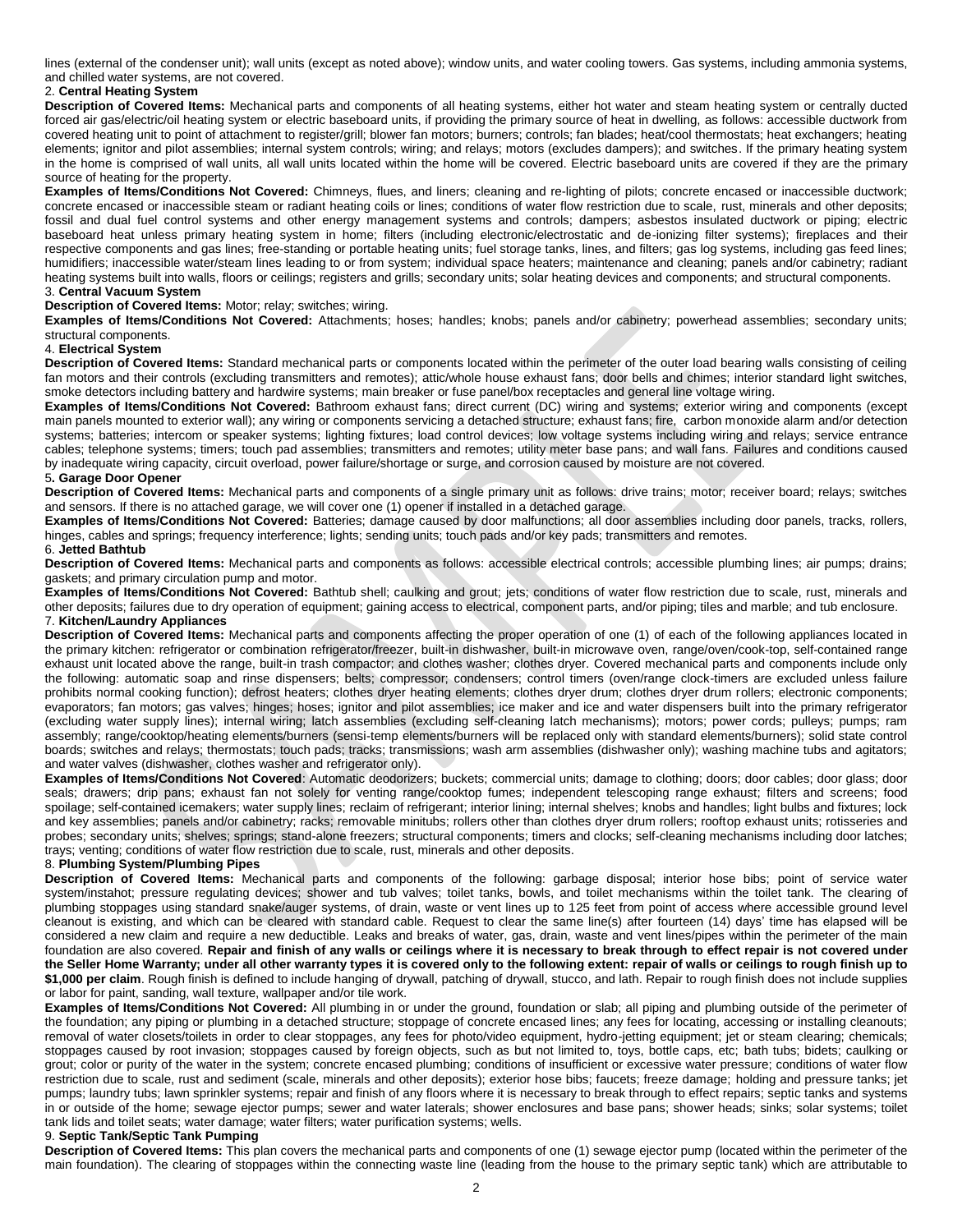lines (external of the condenser unit); wall units (except as noted above); window units, and water cooling towers. Gas systems, including ammonia systems, and chilled water systems, are not covered.

2. **Central Heating System**

**Description of Covered Items:** Mechanical parts and components of all heating systems, either hot water and steam heating system or centrally ducted forced air gas/electric/oil heating system or electric baseboard units, if providing the primary source of heat in dwelling, as follows: accessible ductwork from covered heating unit to point of attachment to register/grill; blower fan motors; burners; controls; fan blades; heat/cool thermostats; heat exchangers; heating elements; ignitor and pilot assemblies; internal system controls; wiring; and relays; motors (excludes dampers); and switches. If the primary heating system in the home is comprised of wall units, all wall units located within the home will be covered. Electric baseboard units are covered if they are the primary source of heating for the property.

**Examples of Items/Conditions Not Covered:** Chimneys, flues, and liners; cleaning and re-lighting of pilots; concrete encased or inaccessible ductwork; concrete encased or inaccessible steam or radiant heating coils or lines; conditions of water flow restriction due to scale, rust, minerals and other deposits; fossil and dual fuel control systems and other energy management systems and controls; dampers; asbestos insulated ductwork or piping; electric baseboard heat unless primary heating system in home; filters (including electronic/electrostatic and de-ionizing filter systems); fireplaces and their respective components and gas lines; free-standing or portable heating units; fuel storage tanks, lines, and filters; gas log systems, including gas feed lines; humidifiers; inaccessible water/steam lines leading to or from system; individual space heaters; maintenance and cleaning; panels and/or cabinetry; radiant heating systems built into walls, floors or ceilings; registers and grills; secondary units; solar heating devices and components; and structural components.

3. **Central Vacuum System**

**Description of Covered Items:** Motor; relay; switches; wiring.

**Examples of Items/Conditions Not Covered:** Attachments; hoses; handles; knobs; panels and/or cabinetry; powerhead assemblies; secondary units; structural components.

4. **Electrical System**

**Description of Covered Items:** Standard mechanical parts or components located within the perimeter of the outer load bearing walls consisting of ceiling fan motors and their controls (excluding transmitters and remotes); attic/whole house exhaust fans; door bells and chimes; interior standard light switches, smoke detectors including battery and hardwire systems; main breaker or fuse panel/box receptacles and general line voltage wiring.

**Examples of Items/Conditions Not Covered:** Bathroom exhaust fans; direct current (DC) wiring and systems; exterior wiring and components (except main panels mounted to exterior wall); any wiring or components servicing a detached structure; exhaust fans; fire, carbon monoxide alarm and/or detection systems; batteries; intercom or speaker systems; lighting fixtures; load control devices; low voltage systems including wiring and relays; service entrance cables; telephone systems; timers; touch pad assemblies; transmitters and remotes; utility meter base pans; and wall fans. Failures and conditions caused by inadequate wiring capacity, circuit overload, power failure/shortage or surge, and corrosion caused by moisture are not covered.

5**. Garage Door Opener**

**Description of Covered Items:** Mechanical parts and components of a single primary unit as follows: drive trains; motor; receiver board; relays; switches and sensors. If there is no attached garage, we will cover one (1) opener if installed in a detached garage.

**Examples of Items/Conditions Not Covered:** Batteries; damage caused by door malfunctions; all door assemblies including door panels, tracks, rollers, hinges, cables and springs; frequency interference; lights; sending units; touch pads and/or key pads; transmitters and remotes.

6. **Jetted Bathtub**

**Description of Covered Items:** Mechanical parts and components as follows: accessible electrical controls; accessible plumbing lines; air pumps; drains; gaskets; and primary circulation pump and motor.

**Examples of Items/Conditions Not Covered:** Bathtub shell; caulking and grout; jets; conditions of water flow restriction due to scale, rust, minerals and other deposits; failures due to dry operation of equipment; gaining access to electrical, component parts, and/or piping; tiles and marble; and tub enclosure.

7. **Kitchen/Laundry Appliances**

**Description of Covered Items:** Mechanical parts and components affecting the proper operation of one (1) of each of the following appliances located in the primary kitchen: refrigerator or combination refrigerator/freezer, built-in dishwasher, built-in microwave oven, range/oven/cook-top, self-contained range exhaust unit located above the range, built-in trash compactor; and clothes washer; clothes dryer. Covered mechanical parts and components include only the following: automatic soap and rinse dispensers; belts; compressor; condensers; control timers (oven/range clock-timers are excluded unless failure prohibits normal cooking function); defrost heaters; clothes dryer heating elements; clothes dryer drum; clothes dryer drum rollers; electronic components; evaporators; fan motors; gas valves; hinges; hoses; ignitor and pilot assemblies; ice maker and ice and water dispensers built into the primary refrigerator (excluding water supply lines); internal wiring; latch assemblies (excluding self-cleaning latch mechanisms); motors; power cords; pulleys; pumps; ram assembly; range/cooktop/heating elements/burners (sensi-temp elements/burners will be replaced only with standard elements/burners); solid state control boards; switches and relays; thermostats; touch pads; tracks; transmissions; wash arm assemblies (dishwasher only); washing machine tubs and agitators; and water valves (dishwasher, clothes washer and refrigerator only).

**Examples of Items/Conditions Not Covered**: Automatic deodorizers; buckets; commercial units; damage to clothing; doors; door cables; door glass; door seals; drawers; drip pans; exhaust fan not solely for venting range/cooktop fumes; independent telescoping range exhaust; filters and screens; food spoilage; self-contained icemakers; water supply lines; reclaim of refrigerant; interior lining; internal shelves; knobs and handles; light bulbs and fixtures; lock and key assemblies; panels and/or cabinetry; racks; removable minitubs; rollers other than clothes dryer drum rollers; rooftop exhaust units; rotisseries and probes; secondary units; shelves; springs; stand-alone freezers; structural components; timers and clocks; self-cleaning mechanisms including door latches; trays; venting; conditions of water flow restriction due to scale, rust, minerals and other deposits.

8. **Plumbing System/Plumbing Pipes**

**Description of Covered Items:** Mechanical parts and components of the following: garbage disposal; interior hose bibs; point of service water system/instahot; pressure regulating devices; shower and tub valves; toilet tanks, bowls, and toilet mechanisms within the toilet tank. The clearing of plumbing stoppages using standard snake/auger systems, of drain, waste or vent lines up to 125 feet from point of access where accessible ground level cleanout is existing, and which can be cleared with standard cable. Request to clear the same line(s) after fourteen (14) days' time has elapsed will be considered a new claim and require a new deductible. Leaks and breaks of water, gas, drain, waste and vent lines/pipes within the perimeter of the main foundation are also covered. **Repair and finish of any walls or ceilings where it is necessary to break through to effect repair is not covered under the Seller Home Warranty; under all other warranty types it is covered only to the following extent: repair of walls or ceilings to rough finish up to $1,000 per claim**. Rough finish is defined to include hanging of drywall, patching of drywall, stucco, and lath. Repair to rough finish does not include supplies or labor for paint, sanding, wall texture, wallpaper and/or tile work.

**Examples of Items/Conditions Not Covered:** All plumbing in or under the ground, foundation or slab; all piping and plumbing outside of the perimeter of the foundation; any piping or plumbing in a detached structure; stoppage of concrete encased lines; any fees for locating, accessing or installing cleanouts; removal of water closets/toilets in order to clear stoppages, any fees for photo/video equipment, hydro-jetting equipment; jet or steam clearing; chemicals; stoppages caused by root invasion; stoppages caused by foreign objects, such as but not limited to, toys, bottle caps, etc; bath tubs; bidets; caulking or grout; color or purity of the water in the system; concrete encased plumbing; conditions of insufficient or excessive water pressure; conditions of water flow restriction due to scale, rust and sediment (scale, minerals and other deposits); exterior hose bibs; faucets; freeze damage; holding and pressure tanks; jet pumps; laundry tubs; lawn sprinkler systems; repair and finish of any floors where it is necessary to break through to effect repairs; septic tanks and systems in or outside of the home; sewage ejector pumps; sewer and water laterals; shower enclosures and base pans; shower heads; sinks; solar systems; toilet tank lids and toilet seats; water damage; water filters; water purification systems; wells.

9. **Septic Tank/Septic Tank Pumping**

**Description of Covered Items:** This plan covers the mechanical parts and components of one (1) sewage ejector pump (located within the perimeter of the main foundation). The clearing of stoppages within the connecting waste line (leading from the house to the primary septic tank) which are attributable to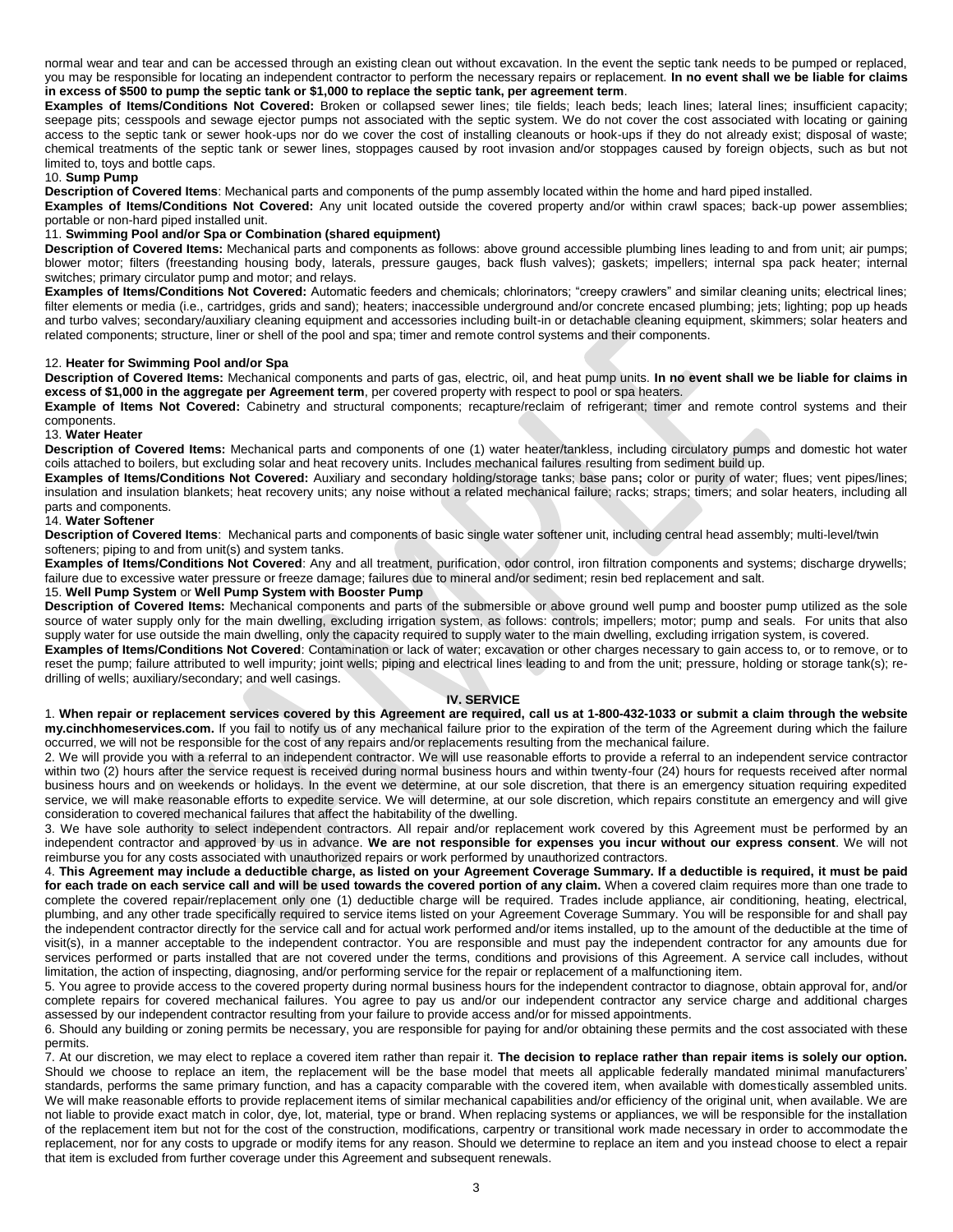normal wear and tear and can be accessed through an existing clean out without excavation. In the event the septic tank needs to be pumped or replaced, you may be responsible for locating an independent contractor to perform the necessary repairs or replacement. **In no event shall we be liable for claims in excess of $500 to pump the septic tank or $1,000 to replace the septic tank, per agreement term**.

**Examples of Items/Conditions Not Covered:** Broken or collapsed sewer lines; tile fields; leach beds; leach lines; lateral lines; insufficient capacity; seepage pits; cesspools and sewage ejector pumps not associated with the septic system. We do not cover the cost associated with locating or gaining access to the septic tank or sewer hook-ups nor do we cover the cost of installing cleanouts or hook-ups if they do not already exist; disposal of waste; chemical treatments of the septic tank or sewer lines, stoppages caused by root invasion and/or stoppages caused by foreign objects, such as but not limited to, toys and bottle caps.

10. **Sump Pump**

**Description of Covered Items**: Mechanical parts and components of the pump assembly located within the home and hard piped installed.

**Examples of Items/Conditions Not Covered:** Any unit located outside the covered property and/or within crawl spaces; back-up power assemblies; portable or non-hard piped installed unit.

11. **Swimming Pool and/or Spa or Combination (shared equipment)**

**Description of Covered Items:** Mechanical parts and components as follows: above ground accessible plumbing lines leading to and from unit; air pumps; blower motor; filters (freestanding housing body, laterals, pressure gauges, back flush valves); gaskets; impellers; internal spa pack heater; internal switches; primary circulator pump and motor; and relays.

**Examples of Items/Conditions Not Covered:** Automatic feeders and chemicals; chlorinators; "creepy crawlers" and similar cleaning units; electrical lines; filter elements or media (i.e., cartridges, grids and sand); heaters; inaccessible underground and/or concrete encased plumbing; jets; lighting; pop up heads and turbo valves; secondary/auxiliary cleaning equipment and accessories including built-in or detachable cleaning equipment, skimmers; solar heaters and related components; structure, liner or shell of the pool and spa; timer and remote control systems and their components.

12. **Heater for Swimming Pool and/or Spa**

**Description of Covered Items:** Mechanical components and parts of gas, electric, oil, and heat pump units. **In no event shall we be liable for claims in excess of $1,000 in the aggregate per Agreement term**, per covered property with respect to pool or spa heaters.

**Example of Items Not Covered:** Cabinetry and structural components; recapture/reclaim of refrigerant; timer and remote control systems and their components.

13. **Water Heater**

**Description of Covered Items:** Mechanical parts and components of one (1) water heater/tankless, including circulatory pumps and domestic hot water coils attached to boilers, but excluding solar and heat recovery units. Includes mechanical failures resulting from sediment build up.

**Examples of Items/Conditions Not Covered:** Auxiliary and secondary holding/storage tanks; base pans**;** color or purity of water; flues; vent pipes/lines; insulation and insulation blankets; heat recovery units; any noise without a related mechanical failure; racks; straps; timers; and solar heaters, including all parts and components.

14. **Water Softener**

**Description of Covered Items**: Mechanical parts and components of basic single water softener unit, including central head assembly; multi-level/twin softeners; piping to and from unit(s) and system tanks.

**Examples of Items/Conditions Not Covered**: Any and all treatment, purification, odor control, iron filtration components and systems; discharge drywells; failure due to excessive water pressure or freeze damage; failures due to mineral and/or sediment; resin bed replacement and salt.

15. **Well Pump System** or **Well Pump System with Booster Pump**

**Description of Covered Items:** Mechanical components and parts of the submersible or above ground well pump and booster pump utilized as the sole source of water supply only for the main dwelling, excluding irrigation system, as follows: controls; impellers; motor; pump and seals. For units that also supply water for use outside the main dwelling, only the capacity required to supply water to the main dwelling, excluding irrigation system, is covered.

**Examples of Items/Conditions Not Covered**: Contamination or lack of water; excavation or other charges necessary to gain access to, or to remove, or to reset the pump; failure attributed to well impurity; joint wells; piping and electrical lines leading to and from the unit; pressure, holding or storage tank(s); re-drilling of wells; auxiliary/secondary; and well casings.

## IV. SERVICE

1. **When repair or replacement services covered by this Agreement are required, call us at 1-800-432-1033 or submit a claim through the website my.cinchhomeservices.com.** If you fail to notify us of any mechanical failure prior to the expiration of the term of the Agreement during which the failure occurred, we will not be responsible for the cost of any repairs and/or replacements resulting from the mechanical failure.

2. We will provide you with a referral to an independent contractor. We will use reasonable efforts to provide a referral to an independent service contractor within two (2) hours after the service request is received during normal business hours and within twenty-four (24) hours for requests received after normal business hours and on weekends or holidays. In the event we determine, at our sole discretion, that there is an emergency situation requiring expedited service, we will make reasonable efforts to expedite service. We will determine, at our sole discretion, which repairs constitute an emergency and will give consideration to covered mechanical failures that affect the habitability of the dwelling.

3. We have sole authority to select independent contractors. All repair and/or replacement work covered by this Agreement must be performed by an independent contractor and approved by us in advance. **We are not responsible for expenses you incur without our express consent**. We will not reimburse you for any costs associated with unauthorized repairs or work performed by unauthorized contractors.

4. **This Agreement may include a deductible charge, as listed on your Agreement Coverage Summary. If a deductible is required, it must be paid for each trade on each service call and will be used towards the covered portion of any claim.** When a covered claim requires more than one trade to complete the covered repair/replacement only one (1) deductible charge will be required. Trades include appliance, air conditioning, heating, electrical, plumbing, and any other trade specifically required to service items listed on your Agreement Coverage Summary. You will be responsible for and shall pay the independent contractor directly for the service call and for actual work performed and/or items installed, up to the amount of the deductible at the time of visit(s), in a manner acceptable to the independent contractor. You are responsible and must pay the independent contractor for any amounts due for services performed or parts installed that are not covered under the terms, conditions and provisions of this Agreement. A service call includes, without limitation, the action of inspecting, diagnosing, and/or performing service for the repair or replacement of a malfunctioning item.

5. You agree to provide access to the covered property during normal business hours for the independent contractor to diagnose, obtain approval for, and/or complete repairs for covered mechanical failures. You agree to pay us and/or our independent contractor any service charge and additional charges assessed by our independent contractor resulting from your failure to provide access and/or for missed appointments.

6. Should any building or zoning permits be necessary, you are responsible for paying for and/or obtaining these permits and the cost associated with these permits.

7. At our discretion, we may elect to replace a covered item rather than repair it. **The decision to replace rather than repair items is solely our option.** Should we choose to replace an item, the replacement will be the base model that meets all applicable federally mandated minimal manufacturers' standards, performs the same primary function, and has a capacity comparable with the covered item, when available with domestically assembled units. We will make reasonable efforts to provide replacement items of similar mechanical capabilities and/or efficiency of the original unit, when available. We are not liable to provide exact match in color, dye, lot, material, type or brand. When replacing systems or appliances, we will be responsible for the installation of the replacement item but not for the cost of the construction, modifications, carpentry or transitional work made necessary in order to accommodate the replacement, nor for any costs to upgrade or modify items for any reason. Should we determine to replace an item and you instead choose to elect a repair that item is excluded from further coverage under this Agreement and subsequent renewals.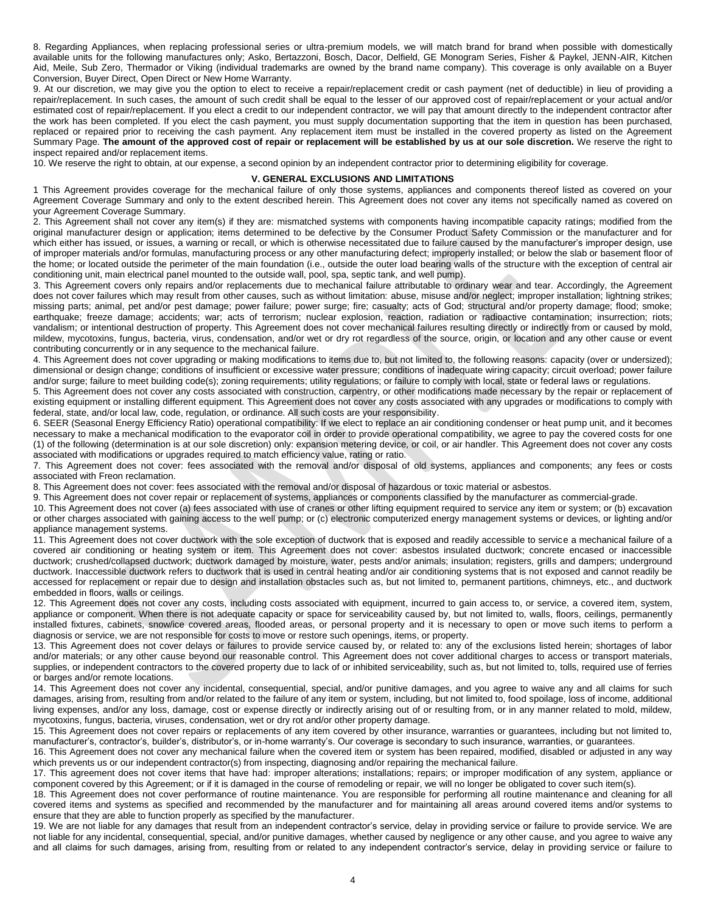8. Regarding Appliances, when replacing professional series or ultra-premium models, we will match brand for brand when possible with domestically available units for the following manufactures only; Asko, Bertazzoni, Bosch, Dacor, Delfield, GE Monogram Series, Fisher & Paykel, JENN-AIR, Kitchen Aid, Meile, Sub Zero, Thermador or Viking (individual trademarks are owned by the brand name company). This coverage is only available on a Buyer Conversion, Buyer Direct, Open Direct or New Home Warranty.

9. At our discretion, we may give you the option to elect to receive a repair/replacement credit or cash payment (net of deductible) in lieu of providing a repair/replacement. In such cases, the amount of such credit shall be equal to the lesser of our approved cost of repair/replacement or your actual and/or estimated cost of repair/replacement. If you elect a credit to our independent contractor, we will pay that amount directly to the independent contractor after the work has been completed. If you elect the cash payment, you must supply documentation supporting that the item in question has been purchased, replaced or repaired prior to receiving the cash payment. Any replacement item must be installed in the covered property as listed on the Agreement Summary Page. **The amount of the approved cost of repair or replacement will be established by us at our sole discretion.** We reserve the right to inspect repaired and/or replacement items.

10. We reserve the right to obtain, at our expense, a second opinion by an independent contractor prior to determining eligibility for coverage.

## V. GENERAL EXCLUSIONS AND LIMITATIONS

1 This Agreement provides coverage for the mechanical failure of only those systems, appliances and components thereof listed as covered on your Agreement Coverage Summary and only to the extent described herein. This Agreement does not cover any items not specifically named as covered on your Agreement Coverage Summary.

2. This Agreement shall not cover any item(s) if they are: mismatched systems with components having incompatible capacity ratings; modified from the original manufacturer design or application; items determined to be defective by the Consumer Product Safety Commission or the manufacturer and for which either has issued, or issues, a warning or recall, or which is otherwise necessitated due to failure caused by the manufacturer's improper design, use of improper materials and/or formulas, manufacturing process or any other manufacturing defect; improperly installed; or below the slab or basement floor of the home; or located outside the perimeter of the main foundation (i.e., outside the outer load bearing walls of the structure with the exception of central air conditioning unit, main electrical panel mounted to the outside wall, pool, spa, septic tank, and well pump).

3. This Agreement covers only repairs and/or replacements due to mechanical failure attributable to ordinary wear and tear. Accordingly, the Agreement does not cover failures which may result from other causes, such as without limitation: abuse, misuse and/or neglect; improper installation; lightning strikes; missing parts; animal, pet and/or pest damage; power failure; power surge; fire; casualty; acts of God; structural and/or property damage; flood; smoke; earthquake; freeze damage; accidents; war; acts of terrorism; nuclear explosion, reaction, radiation or radioactive contamination; insurrection; riots; vandalism; or intentional destruction of property. This Agreement does not cover mechanical failures resulting directly or indirectly from or caused by mold, mildew, mycotoxins, fungus, bacteria, virus, condensation, and/or wet or dry rot regardless of the source, origin, or location and any other cause or event contributing concurrently or in any sequence to the mechanical failure.

4. This Agreement does not cover upgrading or making modifications to items due to, but not limited to, the following reasons: capacity (over or undersized); dimensional or design change; conditions of insufficient or excessive water pressure; conditions of inadequate wiring capacity; circuit overload; power failure and/or surge; failure to meet building code(s); zoning requirements; utility regulations; or failure to comply with local, state or federal laws or regulations.

5. This Agreement does not cover any costs associated with construction, carpentry, or other modifications made necessary by the repair or replacement of existing equipment or installing different equipment. This Agreement does not cover any costs associated with any upgrades or modifications to comply with federal, state, and/or local law, code, regulation, or ordinance. All such costs are your responsibility.

6. SEER (Seasonal Energy Efficiency Ratio) operational compatibility: If we elect to replace an air conditioning condenser or heat pump unit, and it becomes necessary to make a mechanical modification to the evaporator coil in order to provide operational compatibility, we agree to pay the covered costs for one (1) of the following (determination is at our sole discretion) only: expansion metering device, or coil, or air handler. This Agreement does not cover any costs associated with modifications or upgrades required to match efficiency value, rating or ratio.

7. This Agreement does not cover: fees associated with the removal and/or disposal of old systems, appliances and components; any fees or costs associated with Freon reclamation.

8. This Agreement does not cover: fees associated with the removal and/or disposal of hazardous or toxic material or asbestos.

9. This Agreement does not cover repair or replacement of systems, appliances or components classified by the manufacturer as commercial-grade.

10. This Agreement does not cover (a) fees associated with use of cranes or other lifting equipment required to service any item or system; or (b) excavation or other charges associated with gaining access to the well pump; or (c) electronic computerized energy management systems or devices, or lighting and/or appliance management systems.

11. This Agreement does not cover ductwork with the sole exception of ductwork that is exposed and readily accessible to service a mechanical failure of a covered air conditioning or heating system or item. This Agreement does not cover: asbestos insulated ductwork; concrete encased or inaccessible ductwork; crushed/collapsed ductwork; ductwork damaged by moisture, water, pests and/or animals; insulation; registers, grills and dampers; underground ductwork. Inaccessible ductwork refers to ductwork that is used in central heating and/or air conditioning systems that is not exposed and cannot readily be accessed for replacement or repair due to design and installation obstacles such as, but not limited to, permanent partitions, chimneys, etc., and ductwork embedded in floors, walls or ceilings.

12. This Agreement does not cover any costs, including costs associated with equipment, incurred to gain access to, or service, a covered item, system, appliance or component. When there is not adequate capacity or space for serviceability caused by, but not limited to, walls, floors, ceilings, permanently installed fixtures, cabinets, snow/ice covered areas, flooded areas, or personal property and it is necessary to open or move such items to perform a diagnosis or service, we are not responsible for costs to move or restore such openings, items, or property.

13. This Agreement does not cover delays or failures to provide service caused by, or related to: any of the exclusions listed herein; shortages of labor and/or materials; or any other cause beyond our reasonable control. This Agreement does not cover additional charges to access or transport materials, supplies, or independent contractors to the covered property due to lack of or inhibited serviceability, such as, but not limited to, tolls, required use of ferries or barges and/or remote locations.

14. This Agreement does not cover any incidental, consequential, special, and/or punitive damages, and you agree to waive any and all claims for such damages, arising from, resulting from and/or related to the failure of any item or system, including, but not limited to, food spoilage, loss of income, additional living expenses, and/or any loss, damage, cost or expense directly or indirectly arising out of or resulting from, or in any manner related to mold, mildew, mycotoxins, fungus, bacteria, viruses, condensation, wet or dry rot and/or other property damage.

15. This Agreement does not cover repairs or replacements of any item covered by other insurance, warranties or guarantees, including but not limited to, manufacturer's, contractor's, builder's, distributor's, or in-home warranty's. Our coverage is secondary to such insurance, warranties, or guarantees.

16. This Agreement does not cover any mechanical failure when the covered item or system has been repaired, modified, disabled or adjusted in any way which prevents us or our independent contractor(s) from inspecting, diagnosing and/or repairing the mechanical failure.

17. This agreement does not cover items that have had: improper alterations; installations; repairs; or improper modification of any system, appliance or component covered by this Agreement; or if it is damaged in the course of remodeling or repair, we will no longer be obligated to cover such item(s).

18. This Agreement does not cover performance of routine maintenance. You are responsible for performing all routine maintenance and cleaning for all covered items and systems as specified and recommended by the manufacturer and for maintaining all areas around covered items and/or systems to ensure that they are able to function properly as specified by the manufacturer.

19. We are not liable for any damages that result from an independent contractor's service, delay in providing service or failure to provide service. We are not liable for any incidental, consequential, special, and/or punitive damages, whether caused by negligence or any other cause, and you agree to waive any and all claims for such damages, arising from, resulting from or related to any independent contractor's service, delay in providing service or failure to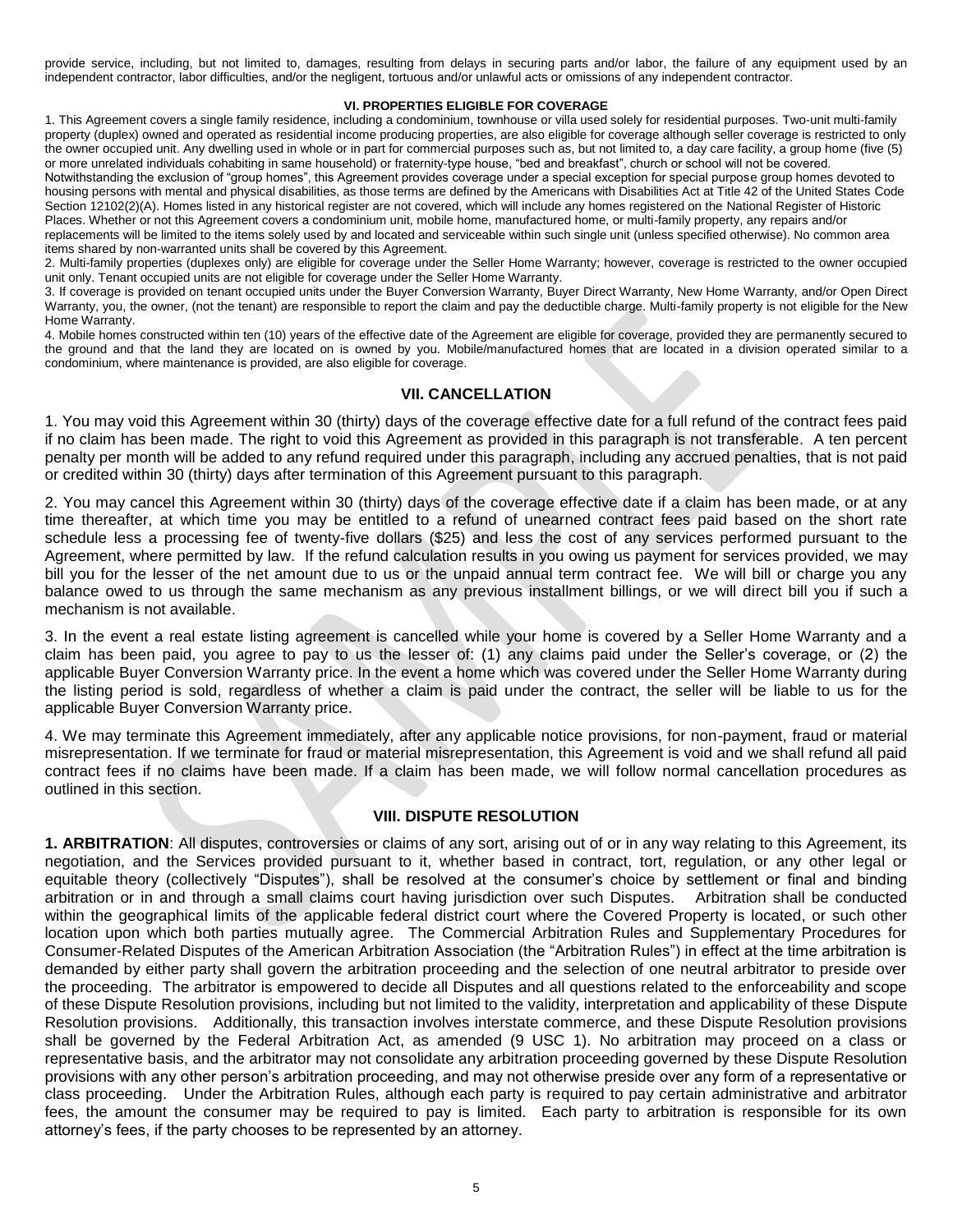provide service, including, but not limited to, damages, resulting from delays in securing parts and/or labor, the failure of any equipment used by an independent contractor, labor difficulties, and/or the negligent, tortuous and/or unlawful acts or omissions of any independent contractor.

### VI. PROPERTIES ELIGIBLE FOR COVERAGE

1. This Agreement covers a single family residence, including a condominium, townhouse or villa used solely for residential purposes. Two-unit multi-family property (duplex) owned and operated as residential income producing properties, are also eligible for coverage although seller coverage is restricted to only the owner occupied unit. Any dwelling used in whole or in part for commercial purposes such as, but not limited to, a day care facility, a group home (five (5) or more unrelated individuals cohabiting in same household) or fraternity-type house, "bed and breakfast", church or school will not be covered. Notwithstanding the exclusion of "group homes", this Agreement provides coverage under a special exception for special purpose group homes devoted to housing persons with mental and physical disabilities, as those terms are defined by the Americans with Disabilities Act at Title 42 of the United States Code Section 12102(2)(A). Homes listed in any historical register are not covered, which will include any homes registered on the National Register of Historic Places. Whether or not this Agreement covers a condominium unit, mobile home, manufactured home, or multi-family property, any repairs and/or replacements will be limited to the items solely used by and located and serviceable within such single unit (unless specified otherwise). No common area items shared by non-warranted units shall be covered by this Agreement.
2. Multi-family properties (duplexes only) are eligible for coverage under the Seller Home Warranty; however, coverage is restricted to the owner occupied unit only. Tenant occupied units are not eligible for coverage under the Seller Home Warranty.
3. If coverage is provided on tenant occupied units under the Buyer Conversion Warranty, Buyer Direct Warranty, New Home Warranty, and/or Open Direct Warranty, you, the owner, (not the tenant) are responsible to report the claim and pay the deductible charge. Multi-family property is not eligible for the New Home Warranty.
4. Mobile homes constructed within ten (10) years of the effective date of the Agreement are eligible for coverage, provided they are permanently secured to the ground and that the land they are located on is owned by you. Mobile/manufactured homes that are located in a division operated similar to a condominium, where maintenance is provided, are also eligible for coverage.

### VII. CANCELLATION

1. You may void this Agreement within 30 (thirty) days of the coverage effective date for a full refund of the contract fees paid if no claim has been made. The right to void this Agreement as provided in this paragraph is not transferable. A ten percent penalty per month will be added to any refund required under this paragraph, including any accrued penalties, that is not paid or credited within 30 (thirty) days after termination of this Agreement pursuant to this paragraph.

2. You may cancel this Agreement within 30 (thirty) days of the coverage effective date if a claim has been made, or at any time thereafter, at which time you may be entitled to a refund of unearned contract fees paid based on the short rate schedule less a processing fee of twenty-five dollars ($25) and less the cost of any services performed pursuant to the Agreement, where permitted by law. If the refund calculation results in you owing us payment for services provided, we may bill you for the lesser of the net amount due to us or the unpaid annual term contract fee. We will bill or charge you any balance owed to us through the same mechanism as any previous installment billings, or we will direct bill you if such a mechanism is not available.

3. In the event a real estate listing agreement is cancelled while your home is covered by a Seller Home Warranty and a claim has been paid, you agree to pay to us the lesser of: (1) any claims paid under the Seller's coverage, or (2) the applicable Buyer Conversion Warranty price. In the event a home which was covered under the Seller Home Warranty during the listing period is sold, regardless of whether a claim is paid under the contract, the seller will be liable to us for the applicable Buyer Conversion Warranty price.

4. We may terminate this Agreement immediately, after any applicable notice provisions, for non-payment, fraud or material misrepresentation. If we terminate for fraud or material misrepresentation, this Agreement is void and we shall refund all paid contract fees if no claims have been made. If a claim has been made, we will follow normal cancellation procedures as outlined in this section.

### VIII. DISPUTE RESOLUTION

**1. ARBITRATION**: All disputes, controversies or claims of any sort, arising out of or in any way relating to this Agreement, its negotiation, and the Services provided pursuant to it, whether based in contract, tort, regulation, or any other legal or equitable theory (collectively "Disputes"), shall be resolved at the consumer's choice by settlement or final and binding arbitration or in and through a small claims court having jurisdiction over such Disputes. Arbitration shall be conducted within the geographical limits of the applicable federal district court where the Covered Property is located, or such other location upon which both parties mutually agree. The Commercial Arbitration Rules and Supplementary Procedures for Consumer-Related Disputes of the American Arbitration Association (the "Arbitration Rules") in effect at the time arbitration is demanded by either party shall govern the arbitration proceeding and the selection of one neutral arbitrator to preside over the proceeding. The arbitrator is empowered to decide all Disputes and all questions related to the enforceability and scope of these Dispute Resolution provisions, including but not limited to the validity, interpretation and applicability of these Dispute Resolution provisions. Additionally, this transaction involves interstate commerce, and these Dispute Resolution provisions shall be governed by the Federal Arbitration Act, as amended (9 USC 1). No arbitration may proceed on a class or representative basis, and the arbitrator may not consolidate any arbitration proceeding governed by these Dispute Resolution provisions with any other person's arbitration proceeding, and may not otherwise preside over any form of a representative or class proceeding. Under the Arbitration Rules, although each party is required to pay certain administrative and arbitrator fees, the amount the consumer may be required to pay is limited. Each party to arbitration is responsible for its own attorney's fees, if the party chooses to be represented by an attorney.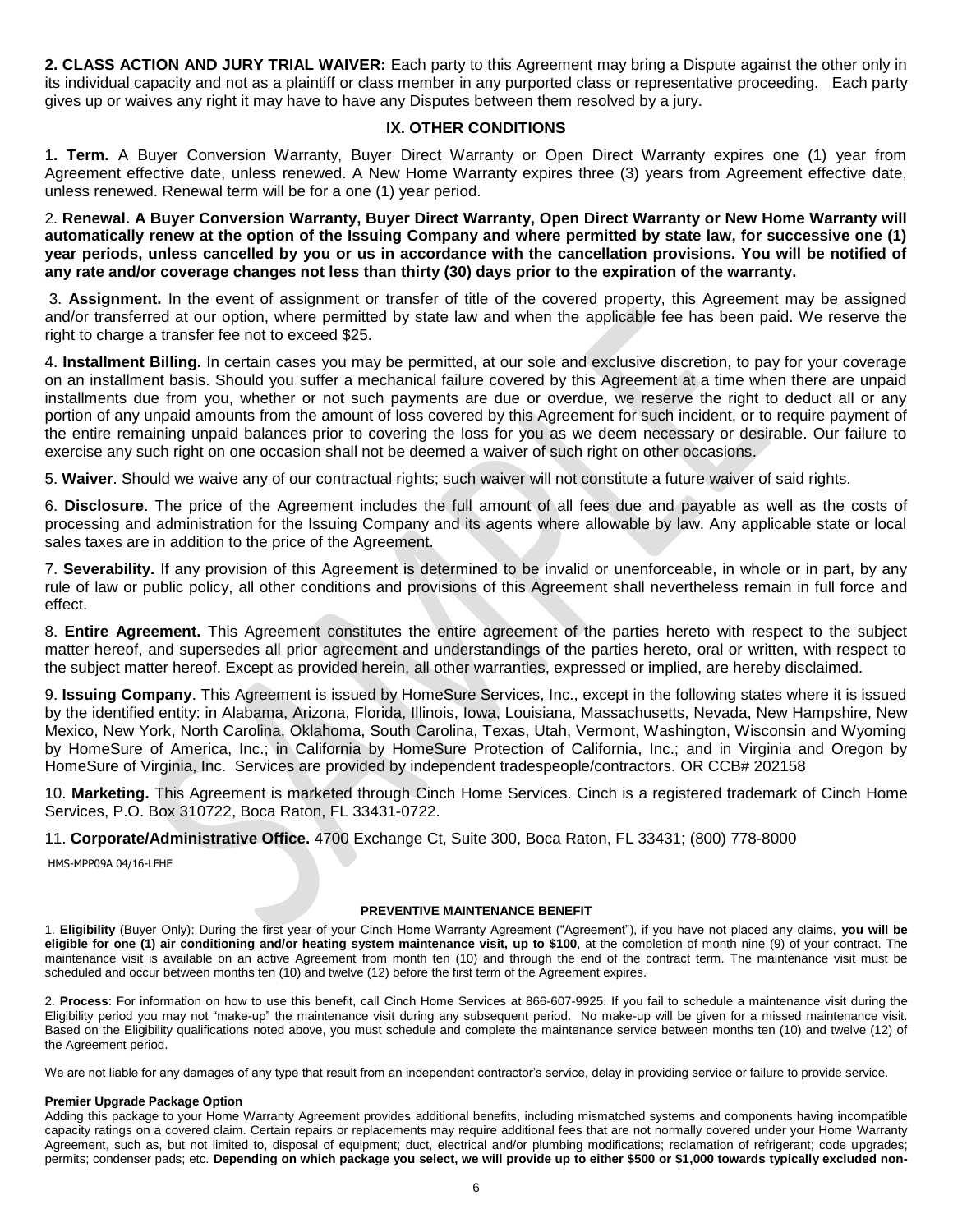**2. CLASS ACTION AND JURY TRIAL WAIVER:** Each party to this Agreement may bring a Dispute against the other only in its individual capacity and not as a plaintiff or class member in any purported class or representative proceeding. Each party gives up or waives any right it may have to have any Disputes between them resolved by a jury.

## IX. OTHER CONDITIONS

1**. Term.** A Buyer Conversion Warranty, Buyer Direct Warranty or Open Direct Warranty expires one (1) year from Agreement effective date, unless renewed. A New Home Warranty expires three (3) years from Agreement effective date, unless renewed. Renewal term will be for a one (1) year period.

2. **Renewal. A Buyer Conversion Warranty, Buyer Direct Warranty, Open Direct Warranty or New Home Warranty will automatically renew at the option of the Issuing Company and where permitted by state law, for successive one (1) year periods, unless cancelled by you or us in accordance with the cancellation provisions. You will be notified of any rate and/or coverage changes not less than thirty (30) days prior to the expiration of the warranty.**

3. **Assignment.** In the event of assignment or transfer of title of the covered property, this Agreement may be assigned and/or transferred at our option, where permitted by state law and when the applicable fee has been paid. We reserve the right to charge a transfer fee not to exceed $25.

4. **Installment Billing.** In certain cases you may be permitted, at our sole and exclusive discretion, to pay for your coverage on an installment basis. Should you suffer a mechanical failure covered by this Agreement at a time when there are unpaid installments due from you, whether or not such payments are due or overdue, we reserve the right to deduct all or any portion of any unpaid amounts from the amount of loss covered by this Agreement for such incident, or to require payment of the entire remaining unpaid balances prior to covering the loss for you as we deem necessary or desirable. Our failure to exercise any such right on one occasion shall not be deemed a waiver of such right on other occasions.

5. **Waiver**. Should we waive any of our contractual rights; such waiver will not constitute a future waiver of said rights.

6. **Disclosure**. The price of the Agreement includes the full amount of all fees due and payable as well as the costs of processing and administration for the Issuing Company and its agents where allowable by law. Any applicable state or local sales taxes are in addition to the price of the Agreement.

7. **Severability.** If any provision of this Agreement is determined to be invalid or unenforceable, in whole or in part, by any rule of law or public policy, all other conditions and provisions of this Agreement shall nevertheless remain in full force and effect.

8. **Entire Agreement.** This Agreement constitutes the entire agreement of the parties hereto with respect to the subject matter hereof, and supersedes all prior agreement and understandings of the parties hereto, oral or written, with respect to the subject matter hereof. Except as provided herein, all other warranties, expressed or implied, are hereby disclaimed.

9. **Issuing Company**. This Agreement is issued by HomeSure Services, Inc., except in the following states where it is issued by the identified entity: in Alabama, Arizona, Florida, Illinois, Iowa, Louisiana, Massachusetts, Nevada, New Hampshire, New Mexico, New York, North Carolina, Oklahoma, South Carolina, Texas, Utah, Vermont, Washington, Wisconsin and Wyoming by HomeSure of America, Inc.; in California by HomeSure Protection of California, Inc.; and in Virginia and Oregon by HomeSure of Virginia, Inc. Services are provided by independent tradespeople/contractors. OR CCB# 202158

10. **Marketing.** This Agreement is marketed through Cinch Home Services. Cinch is a registered trademark of Cinch Home Services, P.O. Box 310722, Boca Raton, FL 33431-0722.

11. **Corporate/Administrative Office.** 4700 Exchange Ct, Suite 300, Boca Raton, FL 33431; (800) 778-8000

HMS-MPP09A 04/16-LFHE

### PREVENTIVE MAINTENANCE BENEFIT

1. **Eligibility** (Buyer Only): During the first year of your Cinch Home Warranty Agreement ("Agreement"), if you have not placed any claims, **you will be eligible for one (1) air conditioning and/or heating system maintenance visit, up to $100**, at the completion of month nine (9) of your contract. The maintenance visit is available on an active Agreement from month ten (10) and through the end of the contract term. The maintenance visit must be scheduled and occur between months ten (10) and twelve (12) before the first term of the Agreement expires.

2. **Process**: For information on how to use this benefit, call Cinch Home Services at 866-607-9925. If you fail to schedule a maintenance visit during the Eligibility period you may not "make-up" the maintenance visit during any subsequent period. No make-up will be given for a missed maintenance visit. Based on the Eligibility qualifications noted above, you must schedule and complete the maintenance service between months ten (10) and twelve (12) of the Agreement period.

We are not liable for any damages of any type that result from an independent contractor's service, delay in providing service or failure to provide service.

**Premier Upgrade Package Option**

Adding this package to your Home Warranty Agreement provides additional benefits, including mismatched systems and components having incompatible capacity ratings on a covered claim. Certain repairs or replacements may require additional fees that are not normally covered under your Home Warranty Agreement, such as, but not limited to, disposal of equipment; duct, electrical and/or plumbing modifications; reclamation of refrigerant; code upgrades; permits; condenser pads; etc. **Depending on which package you select, we will provide up to either $500 or $1,000 towards typically excluded non-**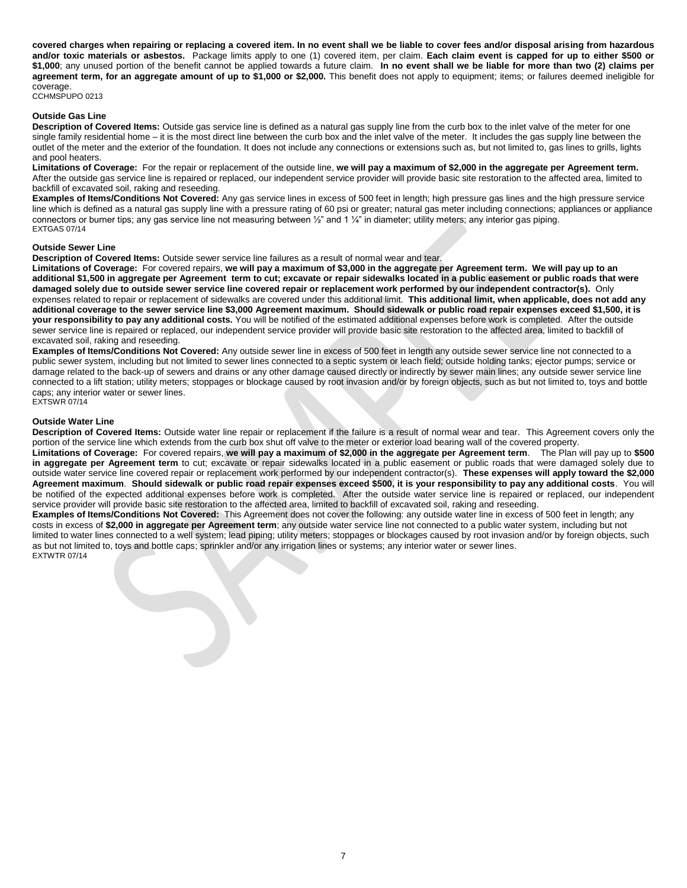**covered charges when repairing or replacing a covered item. In no event shall we be liable to cover fees and/or disposal arising from hazardous and/or toxic materials or asbestos.** Package limits apply to one (1) covered item, per claim. **Each claim event is capped for up to either $500 or $1,000**; any unused portion of the benefit cannot be applied towards a future claim. **In no event shall we be liable for more than two (2) claims per agreement term, for an aggregate amount of up to $1,000 or $2,000.** This benefit does not apply to equipment; items; or failures deemed ineligible for coverage.
CCHMSPUPO 0213

### Outside Gas Line

**Description of Covered Items:** Outside gas service line is defined as a natural gas supply line from the curb box to the inlet valve of the meter for one single family residential home – it is the most direct line between the curb box and the inlet valve of the meter. It includes the gas supply line between the outlet of the meter and the exterior of the foundation. It does not include any connections or extensions such as, but not limited to, gas lines to grills, lights and pool heaters.

**Limitations of Coverage:** For the repair or replacement of the outside line, **we will pay a maximum of $2,000 in the aggregate per Agreement term.** After the outside gas service line is repaired or replaced, our independent service provider will provide basic site restoration to the affected area, limited to backfill of excavated soil, raking and reseeding.

**Examples of Items/Conditions Not Covered:** Any gas service lines in excess of 500 feet in length; high pressure gas lines and the high pressure service line which is defined as a natural gas supply line with a pressure rating of 60 psi or greater; natural gas meter including connections; appliances or appliance connectors or burner tips; any gas service line not measuring between ½" and 1 ¼" in diameter; utility meters; any interior gas piping.
EXTGAS 07/14

### Outside Sewer Line

**Description of Covered Items:** Outside sewer service line failures as a result of normal wear and tear.

**Limitations of Coverage:** For covered repairs, **we will pay a maximum of $3,000 in the aggregate per Agreement term. We will pay up to an additional $1,500 in aggregate per Agreement term to cut; excavate or repair sidewalks located in a public easement or public roads that were damaged solely due to outside sewer service line covered repair or replacement work performed by our independent contractor(s).** Only expenses related to repair or replacement of sidewalks are covered under this additional limit. **This additional limit, when applicable, does not add any additional coverage to the sewer service line $3,000 Agreement maximum. Should sidewalk or public road repair expenses exceed $1,500, it is your responsibility to pay any additional costs.** You will be notified of the estimated additional expenses before work is completed. After the outside sewer service line is repaired or replaced, our independent service provider will provide basic site restoration to the affected area, limited to backfill of excavated soil, raking and reseeding.

**Examples of Items/Conditions Not Covered:** Any outside sewer line in excess of 500 feet in length any outside sewer service line not connected to a public sewer system, including but not limited to sewer lines connected to a septic system or leach field; outside holding tanks; ejector pumps; service or damage related to the back-up of sewers and drains or any other damage caused directly or indirectly by sewer main lines; any outside sewer service line connected to a lift station; utility meters; stoppages or blockage caused by root invasion and/or by foreign objects, such as but not limited to, toys and bottle caps; any interior water or sewer lines.
EXTSWR 07/14

### Outside Water Line

**Description of Covered Items:** Outside water line repair or replacement if the failure is a result of normal wear and tear. This Agreement covers only the portion of the service line which extends from the curb box shut off valve to the meter or exterior load bearing wall of the covered property.

**Limitations of Coverage:** For covered repairs, **we will pay a maximum of $2,000 in the aggregate per Agreement term**. The Plan will pay up to **$500 in aggregate per Agreement term** to cut; excavate or repair sidewalks located in a public easement or public roads that were damaged solely due to outside water service line covered repair or replacement work performed by our independent contractor(s). **These expenses will apply toward the $2,000 Agreement maximum**. **Should sidewalk or public road repair expenses exceed $500, it is your responsibility to pay any additional costs**. You will be notified of the expected additional expenses before work is completed. After the outside water service line is repaired or replaced, our independent service provider will provide basic site restoration to the affected area, limited to backfill of excavated soil, raking and reseeding.

**Examples of Items/Conditions Not Covered:** This Agreement does not cover the following: any outside water line in excess of 500 feet in length; any costs in excess of **$2,000 in aggregate per Agreement term**; any outside water service line not connected to a public water system, including but not limited to water lines connected to a well system; lead piping; utility meters; stoppages or blockages caused by root invasion and/or by foreign objects, such as but not limited to, toys and bottle caps; sprinkler and/or any irrigation lines or systems; any interior water or sewer lines.
EXTWTR 07/14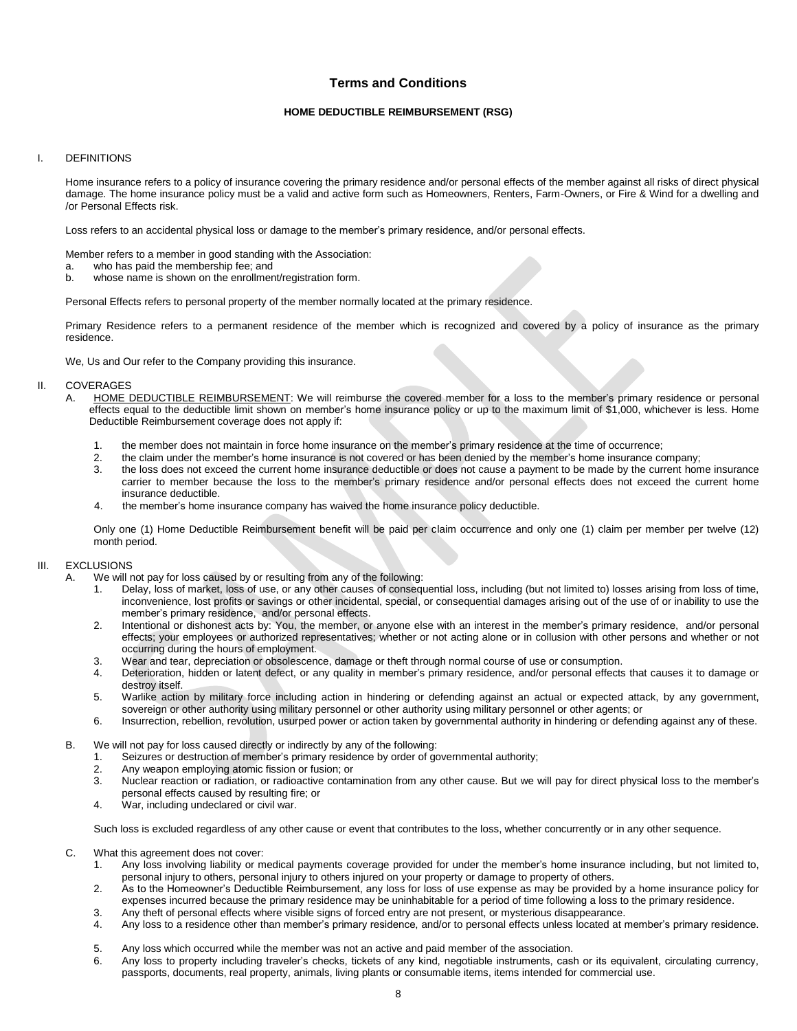# Terms and Conditions

**HOME DEDUCTIBLE REIMBURSEMENT (RSG)**

## I. DEFINITIONS

Home insurance refers to a policy of insurance covering the primary residence and/or personal effects of the member against all risks of direct physical damage. The home insurance policy must be a valid and active form such as Homeowners, Renters, Farm-Owners, or Fire & Wind for a dwelling and /or Personal Effects risk.

Loss refers to an accidental physical loss or damage to the member's primary residence, and/or personal effects.

Member refers to a member in good standing with the Association:

a. who has paid the membership fee; and
b. whose name is shown on the enrollment/registration form.

Personal Effects refers to personal property of the member normally located at the primary residence.

Primary Residence refers to a permanent residence of the member which is recognized and covered by a policy of insurance as the primary residence.

We, Us and Our refer to the Company providing this insurance.

## II. COVERAGES

A. HOME DEDUCTIBLE REIMBURSEMENT: We will reimburse the covered member for a loss to the member's primary residence or personal effects equal to the deductible limit shown on member's home insurance policy or up to the maximum limit of $1,000, whichever is less. Home Deductible Reimbursement coverage does not apply if:

1. the member does not maintain in force home insurance on the member's primary residence at the time of occurrence;
2. the claim under the member's home insurance is not covered or has been denied by the member's home insurance company;
3. the loss does not exceed the current home insurance deductible or does not cause a payment to be made by the current home insurance carrier to member because the loss to the member's primary residence and/or personal effects does not exceed the current home insurance deductible.
4. the member's home insurance company has waived the home insurance policy deductible.

Only one (1) Home Deductible Reimbursement benefit will be paid per claim occurrence and only one (1) claim per member per twelve (12) month period.

## III. EXCLUSIONS

A. We will not pay for loss caused by or resulting from any of the following:

1. Delay, loss of market, loss of use, or any other causes of consequential loss, including (but not limited to) losses arising from loss of time, inconvenience, lost profits or savings or other incidental, special, or consequential damages arising out of the use of or inability to use the member's primary residence, and/or personal effects.
2. Intentional or dishonest acts by: You, the member, or anyone else with an interest in the member's primary residence, and/or personal effects; your employees or authorized representatives; whether or not acting alone or in collusion with other persons and whether or not occurring during the hours of employment.
3. Wear and tear, depreciation or obsolescence, damage or theft through normal course of use or consumption.
4. Deterioration, hidden or latent defect, or any quality in member's primary residence, and/or personal effects that causes it to damage or destroy itself.
5. Warlike action by military force including action in hindering or defending against an actual or expected attack, by any government, sovereign or other authority using military personnel or other authority using military personnel or other agents; or
6. Insurrection, rebellion, revolution, usurped power or action taken by governmental authority in hindering or defending against any of these.

B. We will not pay for loss caused directly or indirectly by any of the following:

1. Seizures or destruction of member's primary residence by order of governmental authority;
2. Any weapon employing atomic fission or fusion; or
3. Nuclear reaction or radiation, or radioactive contamination from any other cause. But we will pay for direct physical loss to the member's personal effects caused by resulting fire; or
4. War, including undeclared or civil war.

Such loss is excluded regardless of any other cause or event that contributes to the loss, whether concurrently or in any other sequence.

C. What this agreement does not cover:

1. Any loss involving liability or medical payments coverage provided for under the member's home insurance including, but not limited to, personal injury to others, personal injury to others injured on your property or damage to property of others.
2. As to the Homeowner's Deductible Reimbursement, any loss for loss of use expense as may be provided by a home insurance policy for expenses incurred because the primary residence may be uninhabitable for a period of time following a loss to the primary residence.
3. Any theft of personal effects where visible signs of forced entry are not present, or mysterious disappearance.
4. Any loss to a residence other than member's primary residence, and/or to personal effects unless located at member's primary residence.
5. Any loss which occurred while the member was not an active and paid member of the association.
6. Any loss to property including traveler's checks, tickets of any kind, negotiable instruments, cash or its equivalent, circulating currency, passports, documents, real property, animals, living plants or consumable items, items intended for commercial use.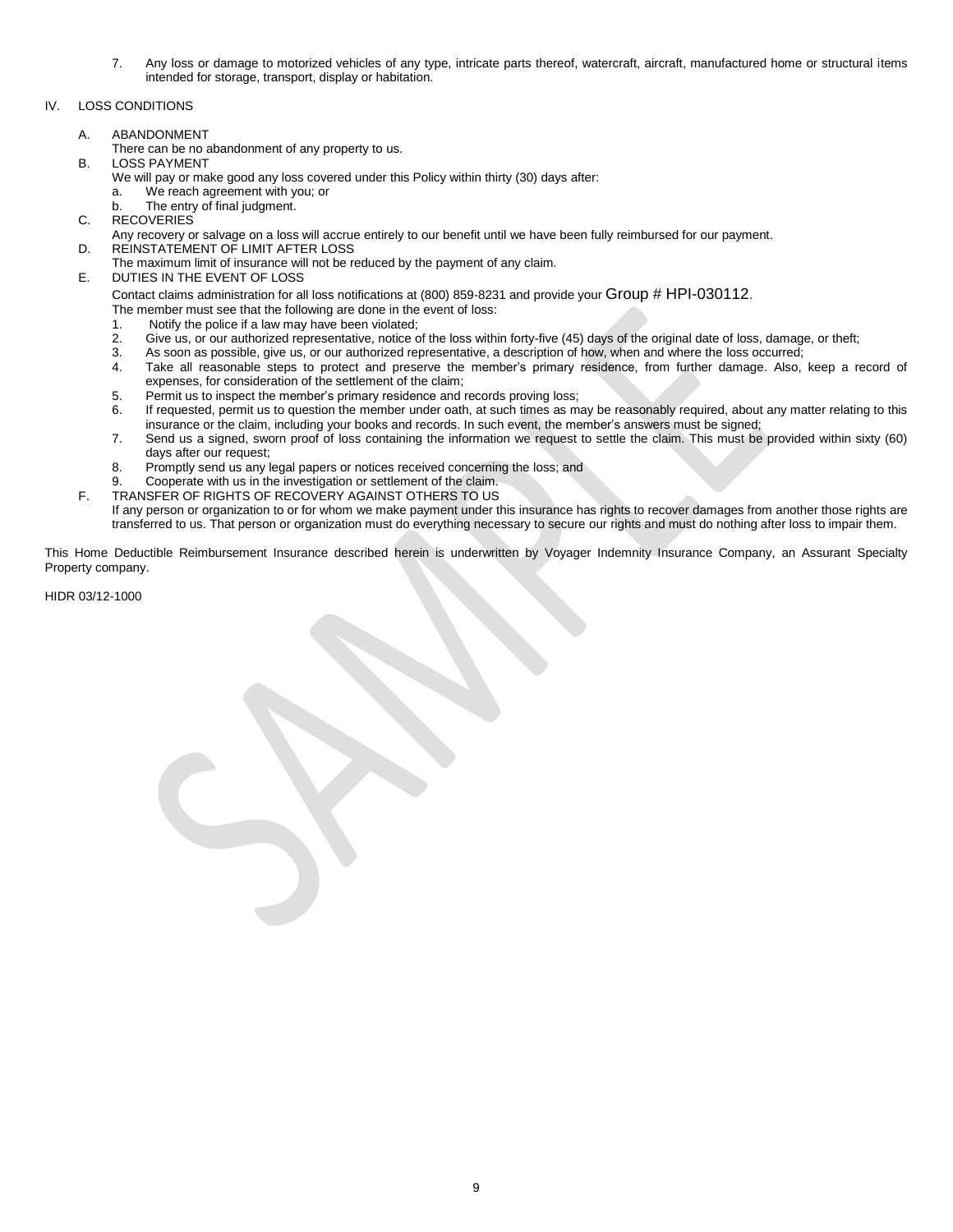7. Any loss or damage to motorized vehicles of any type, intricate parts thereof, watercraft, aircraft, manufactured home or structural items intended for storage, transport, display or habitation.

## IV. LOSS CONDITIONS

A. ABANDONMENT

There can be no abandonment of any property to us.

B. LOSS PAYMENT

We will pay or make good any loss covered under this Policy within thirty (30) days after:

a. We reach agreement with you; or
b. The entry of final judgment.

C. RECOVERIES

Any recovery or salvage on a loss will accrue entirely to our benefit until we have been fully reimbursed for our payment.

D. REINSTATEMENT OF LIMIT AFTER LOSS

The maximum limit of insurance will not be reduced by the payment of any claim.

E. DUTIES IN THE EVENT OF LOSS

Contact claims administration for all loss notifications at (800) 859-8231 and provide your Group # HPI-030112.

The member must see that the following are done in the event of loss:

1. Notify the police if a law may have been violated;
2. Give us, or our authorized representative, notice of the loss within forty-five (45) days of the original date of loss, damage, or theft;
3. As soon as possible, give us, or our authorized representative, a description of how, when and where the loss occurred;
4. Take all reasonable steps to protect and preserve the member's primary residence, from further damage. Also, keep a record of expenses, for consideration of the settlement of the claim;
5. Permit us to inspect the member's primary residence and records proving loss;
6. If requested, permit us to question the member under oath, at such times as may be reasonably required, about any matter relating to this insurance or the claim, including your books and records. In such event, the member's answers must be signed;
7. Send us a signed, sworn proof of loss containing the information we request to settle the claim. This must be provided within sixty (60) days after our request;
8. Promptly send us any legal papers or notices received concerning the loss; and
9. Cooperate with us in the investigation or settlement of the claim.

F. TRANSFER OF RIGHTS OF RECOVERY AGAINST OTHERS TO US

If any person or organization to or for whom we make payment under this insurance has rights to recover damages from another those rights are transferred to us. That person or organization must do everything necessary to secure our rights and must do nothing after loss to impair them.

This Home Deductible Reimbursement Insurance described herein is underwritten by Voyager Indemnity Insurance Company, an Assurant Specialty Property company.

HIDR 03/12-1000